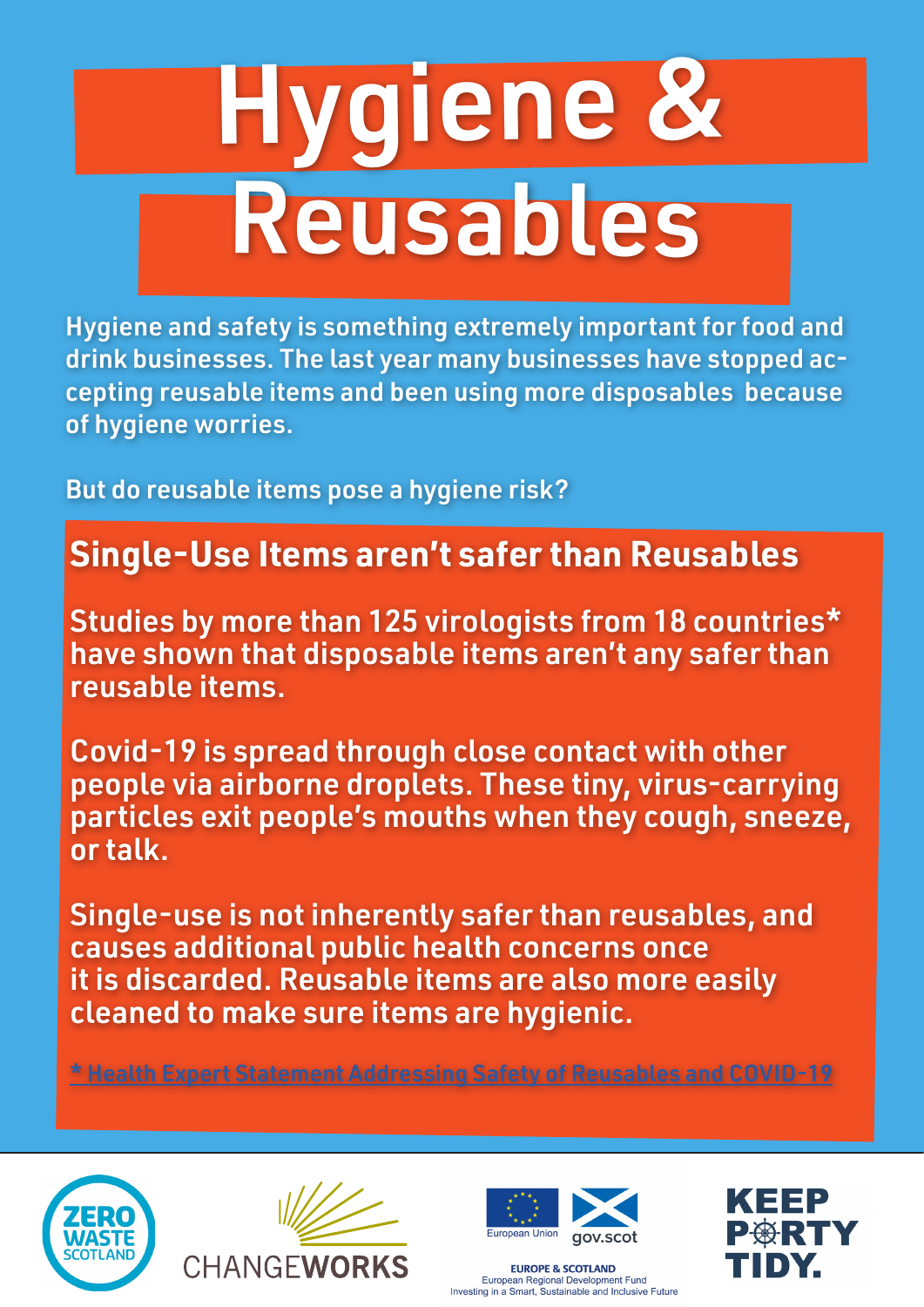# Hygiene & Reusables

Hygiene and safety is something extremely important for food and drink businesses. The last year many businesses have stopped accepting reusable items and been using more disposables because of hygiene worries.

But do reusable items pose a hygiene risk?

## Single-Use Items aren't safer than Reusables

Studies by more than 125 virologists from 18 countries* have shown that disposable items aren't any safer than reusable items.

Covid-19 is spread through close contact with other people via airborne droplets. These tiny, virus-carrying particles exit people's mouths when they cough, sneeze, or talk.

Single-use is not inherently safer than reusables, and causes additional public health concerns once it is discarded. Reusable items are also more easily cleaned to make sure items are hygienic.

* Health Expert Statement Addressing Safety of Reusables and COVID-19

ZERO WASTE SCOTLAND

CHANGEWORKS

European Union | gov.scot

EUROPE & SCOTLAND
European Regional Development Fund
Investing in a Smart, Sustainable and Inclusive Future

KEEP PORTY TIDY.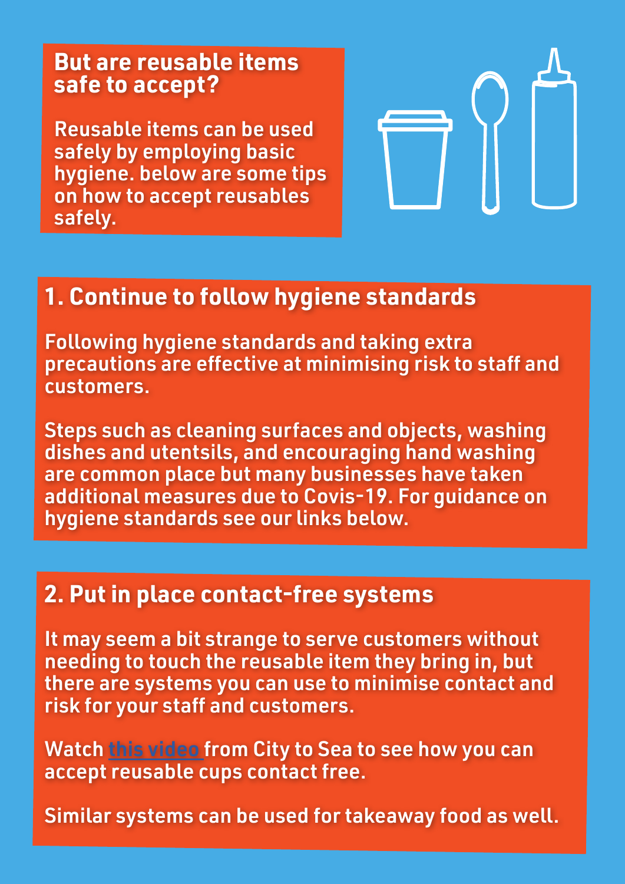## But are reusable items safe to accept?

Reusable items can be used safely by employing basic hygiene. below are some tips on how to accept reusables safely.

## 1. Continue to follow hygiene standards

Following hygiene standards and taking extra precautions are effective at minimising risk to staff and customers.

Steps such as cleaning surfaces and objects, washing dishes and utentsils, and encouraging hand washing are common place but many businesses have taken additional measures due to Covis-19. For guidance on hygiene standards see our links below.

## 2. Put in place contact-free systems

It may seem a bit strange to serve customers without needing to touch the reusable item they bring in, but there are systems you can use to minimise contact and risk for your staff and customers.

Watch this video from City to Sea to see how you can accept reusable cups contact free.

Similar systems can be used for takeaway food as well.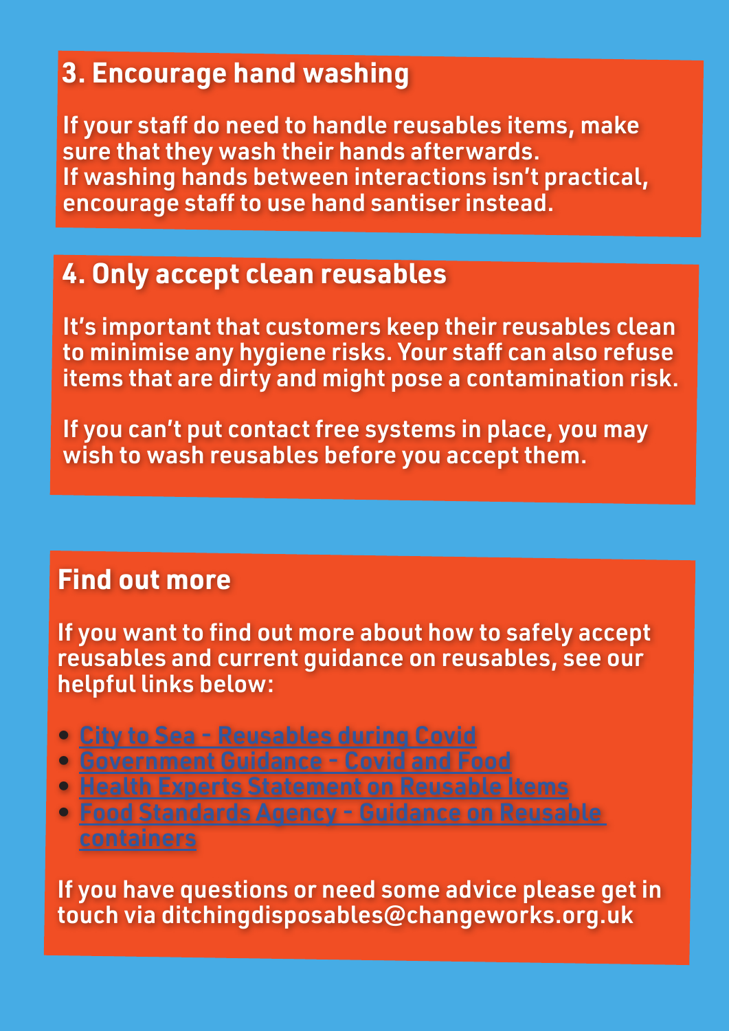## 3. Encourage hand washing

If your staff do need to handle reusables items, make sure that they wash their hands afterwards.
If washing hands between interactions isn't practical, encourage staff to use hand santiser instead.

## 4. Only accept clean reusables

It's important that customers keep their reusables clean to minimise any hygiene risks. Your staff can also refuse items that are dirty and might pose a contamination risk.

If you can't put contact free systems in place, you may wish to wash reusables before you accept them.

## Find out more

If you want to find out more about how to safely accept reusables and current guidance on reusables, see our helpful links below:

- City to Sea - Reusables during Covid
- Government Guidance - Covid and Food
- Health Experts Statement on Reusable Items
- Food Standards Agency - Guidance on Reusable containers

If you have questions or need some advice please get in touch via ditchingdisposables@changeworks.org.uk